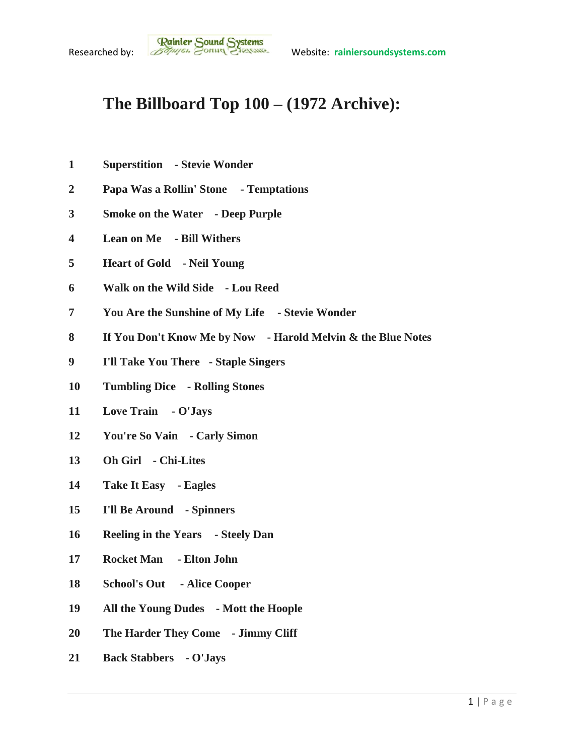Researched by: Rainier Sound Systems Website: **rainiersoundsystems.com**

# The Billboard Top 100 – (1972 Archive):

1 **Superstition - Stevie Wonder**

2 **Papa Was a Rollin' Stone - Temptations**

3 **Smoke on the Water - Deep Purple**

4 **Lean on Me - Bill Withers**

5 **Heart of Gold - Neil Young**

6 **Walk on the Wild Side - Lou Reed**

7 **You Are the Sunshine of My Life - Stevie Wonder**

8 **If You Don't Know Me by Now - Harold Melvin & the Blue Notes**

9 **I'll Take You There - Staple Singers**

10 **Tumbling Dice - Rolling Stones**

11 **Love Train - O'Jays**

12 **You're So Vain - Carly Simon**

13 **Oh Girl - Chi-Lites**

14 **Take It Easy - Eagles**

15 **I'll Be Around - Spinners**

16 **Reeling in the Years - Steely Dan**

17 **Rocket Man - Elton John**

18 **School's Out - Alice Cooper**

19 **All the Young Dudes - Mott the Hoople**

20 **The Harder They Come - Jimmy Cliff**

21 **Back Stabbers - O'Jays**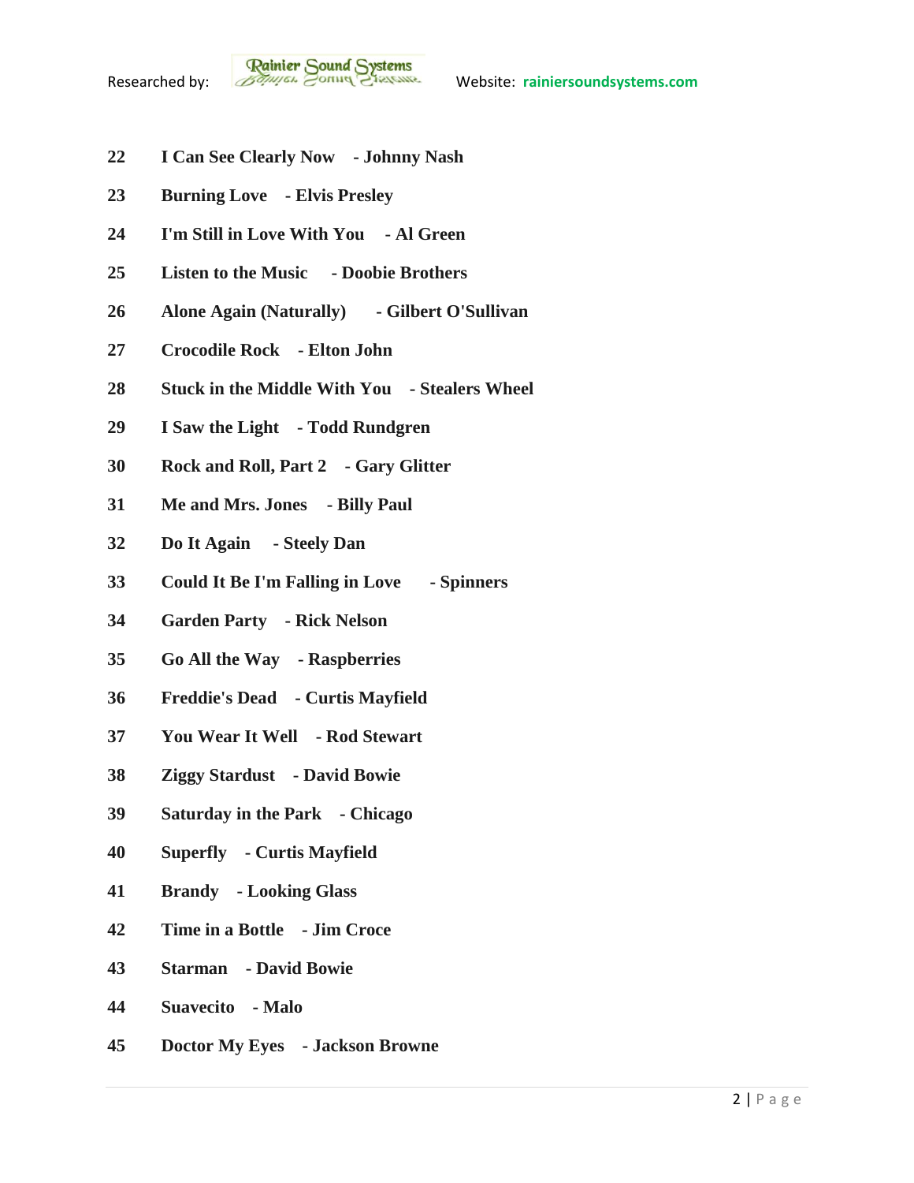22 **I Can See Clearly Now - Johnny Nash**

23 **Burning Love - Elvis Presley**

24 **I'm Still in Love With You - Al Green**

25 **Listen to the Music - Doobie Brothers**

26 **Alone Again (Naturally) - Gilbert O'Sullivan**

27 **Crocodile Rock - Elton John**

28 **Stuck in the Middle With You - Stealers Wheel**

29 **I Saw the Light - Todd Rundgren**

30 **Rock and Roll, Part 2 - Gary Glitter**

31 **Me and Mrs. Jones - Billy Paul**

32 **Do It Again - Steely Dan**

33 **Could It Be I'm Falling in Love - Spinners**

34 **Garden Party - Rick Nelson**

35 **Go All the Way - Raspberries**

36 **Freddie's Dead - Curtis Mayfield**

37 **You Wear It Well - Rod Stewart**

38 **Ziggy Stardust - David Bowie**

39 **Saturday in the Park - Chicago**

40 **Superfly - Curtis Mayfield**

41 **Brandy - Looking Glass**

42 **Time in a Bottle - Jim Croce**

43 **Starman - David Bowie**

44 **Suavecito - Malo**

45 **Doctor My Eyes - Jackson Browne**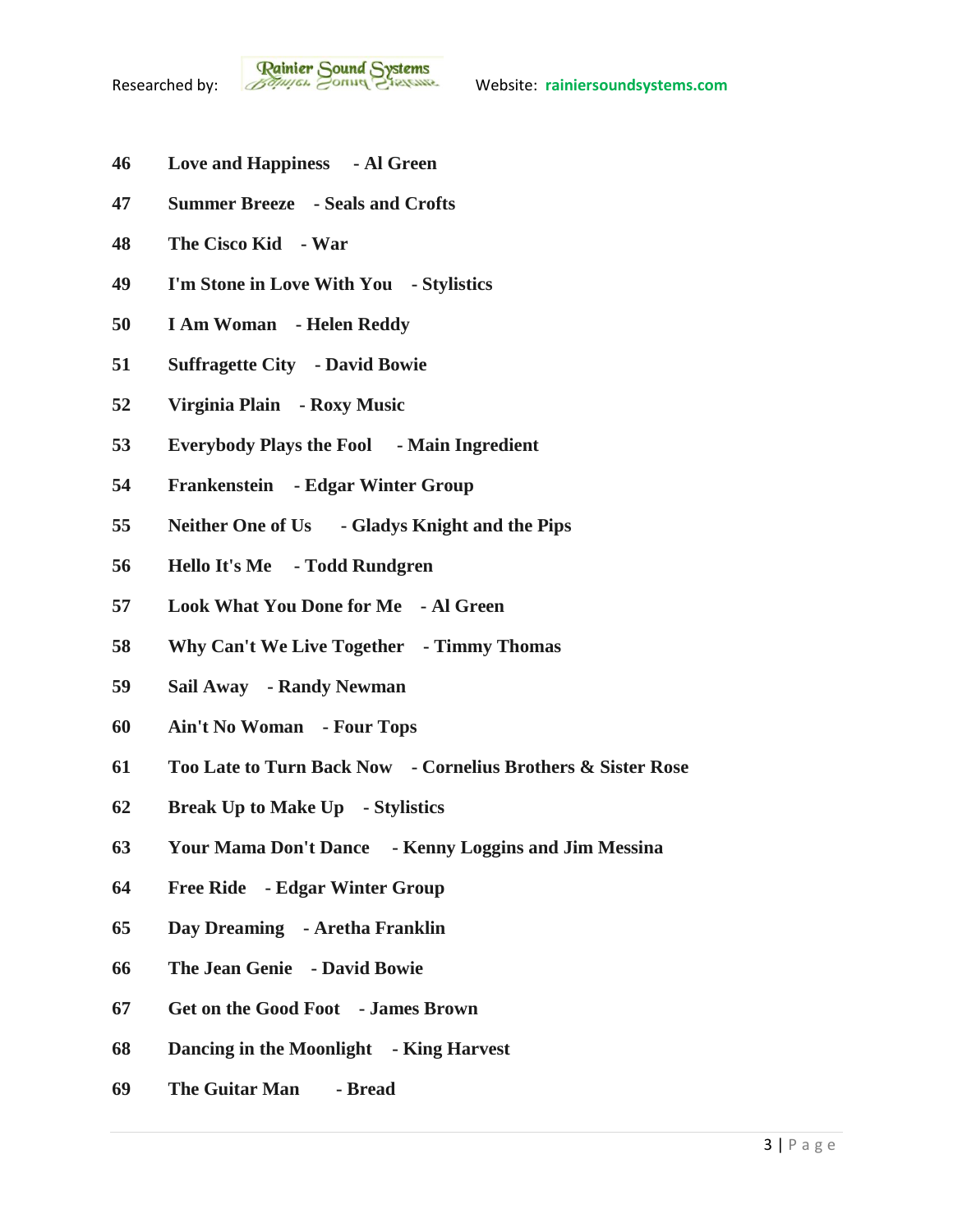**46 Love and Happiness - Al Green**

**47 Summer Breeze - Seals and Crofts**

**48 The Cisco Kid - War**

**49 I'm Stone in Love With You - Stylistics**

**50 I Am Woman - Helen Reddy**

**51 Suffragette City - David Bowie**

**52 Virginia Plain - Roxy Music**

**53 Everybody Plays the Fool - Main Ingredient**

**54 Frankenstein - Edgar Winter Group**

**55 Neither One of Us - Gladys Knight and the Pips**

**56 Hello It's Me - Todd Rundgren**

**57 Look What You Done for Me - Al Green**

**58 Why Can't We Live Together - Timmy Thomas**

**59 Sail Away - Randy Newman**

**60 Ain't No Woman - Four Tops**

**61 Too Late to Turn Back Now - Cornelius Brothers & Sister Rose**

**62 Break Up to Make Up - Stylistics**

**63 Your Mama Don't Dance - Kenny Loggins and Jim Messina**

**64 Free Ride - Edgar Winter Group**

**65 Day Dreaming - Aretha Franklin**

**66 The Jean Genie - David Bowie**

**67 Get on the Good Foot - James Brown**

**68 Dancing in the Moonlight - King Harvest**

**69 The Guitar Man - Bread**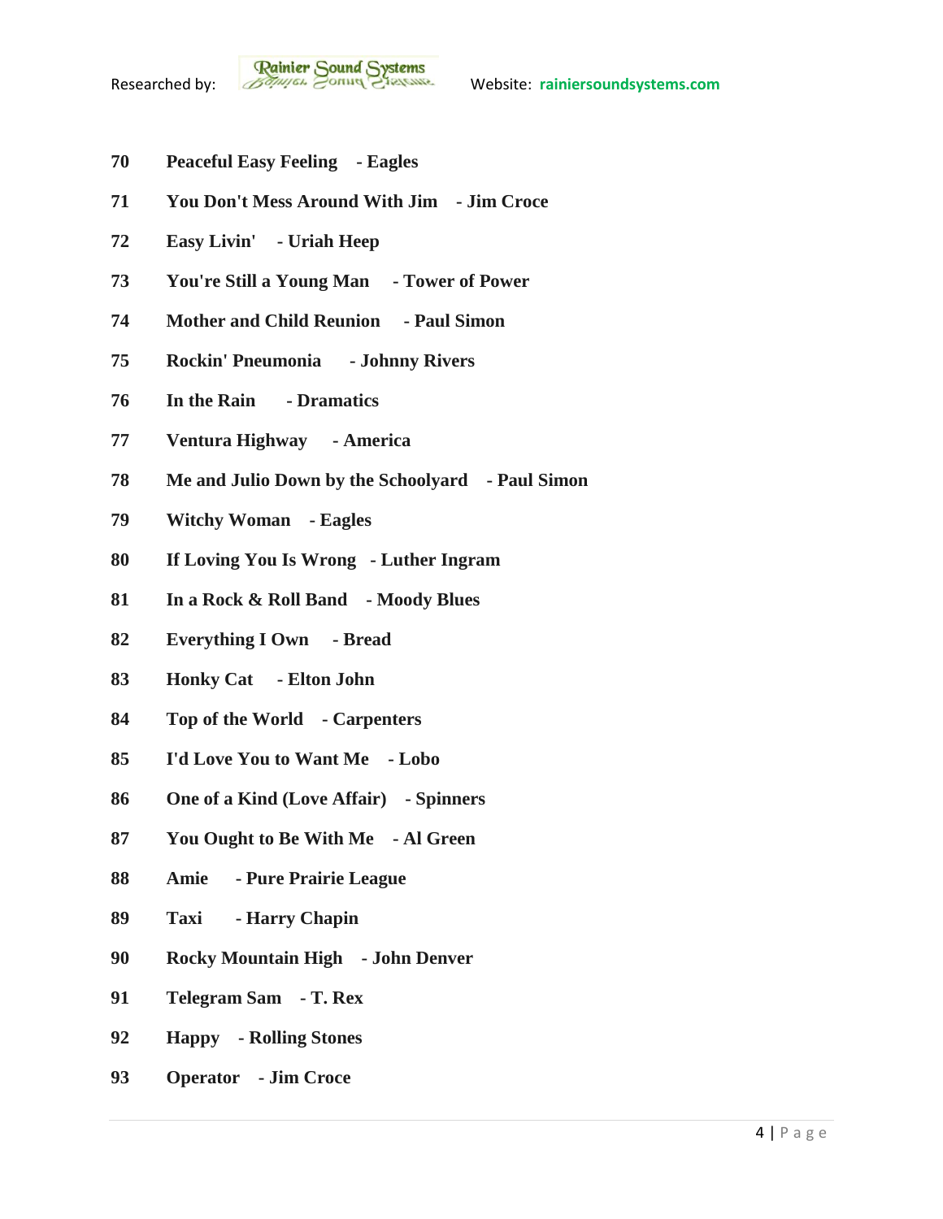**70 Peaceful Easy Feeling - Eagles**

**71 You Don't Mess Around With Jim - Jim Croce**

**72 Easy Livin' - Uriah Heep**

**73 You're Still a Young Man - Tower of Power**

**74 Mother and Child Reunion - Paul Simon**

**75 Rockin' Pneumonia - Johnny Rivers**

**76 In the Rain - Dramatics**

**77 Ventura Highway - America**

**78 Me and Julio Down by the Schoolyard - Paul Simon**

**79 Witchy Woman - Eagles**

**80 If Loving You Is Wrong - Luther Ingram**

**81 In a Rock & Roll Band - Moody Blues**

**82 Everything I Own - Bread**

**83 Honky Cat - Elton John**

**84 Top of the World - Carpenters**

**85 I'd Love You to Want Me - Lobo**

**86 One of a Kind (Love Affair) - Spinners**

**87 You Ought to Be With Me - Al Green**

**88 Amie - Pure Prairie League**

**89 Taxi - Harry Chapin**

**90 Rocky Mountain High - John Denver**

**91 Telegram Sam - T. Rex**

**92 Happy - Rolling Stones**

**93 Operator - Jim Croce**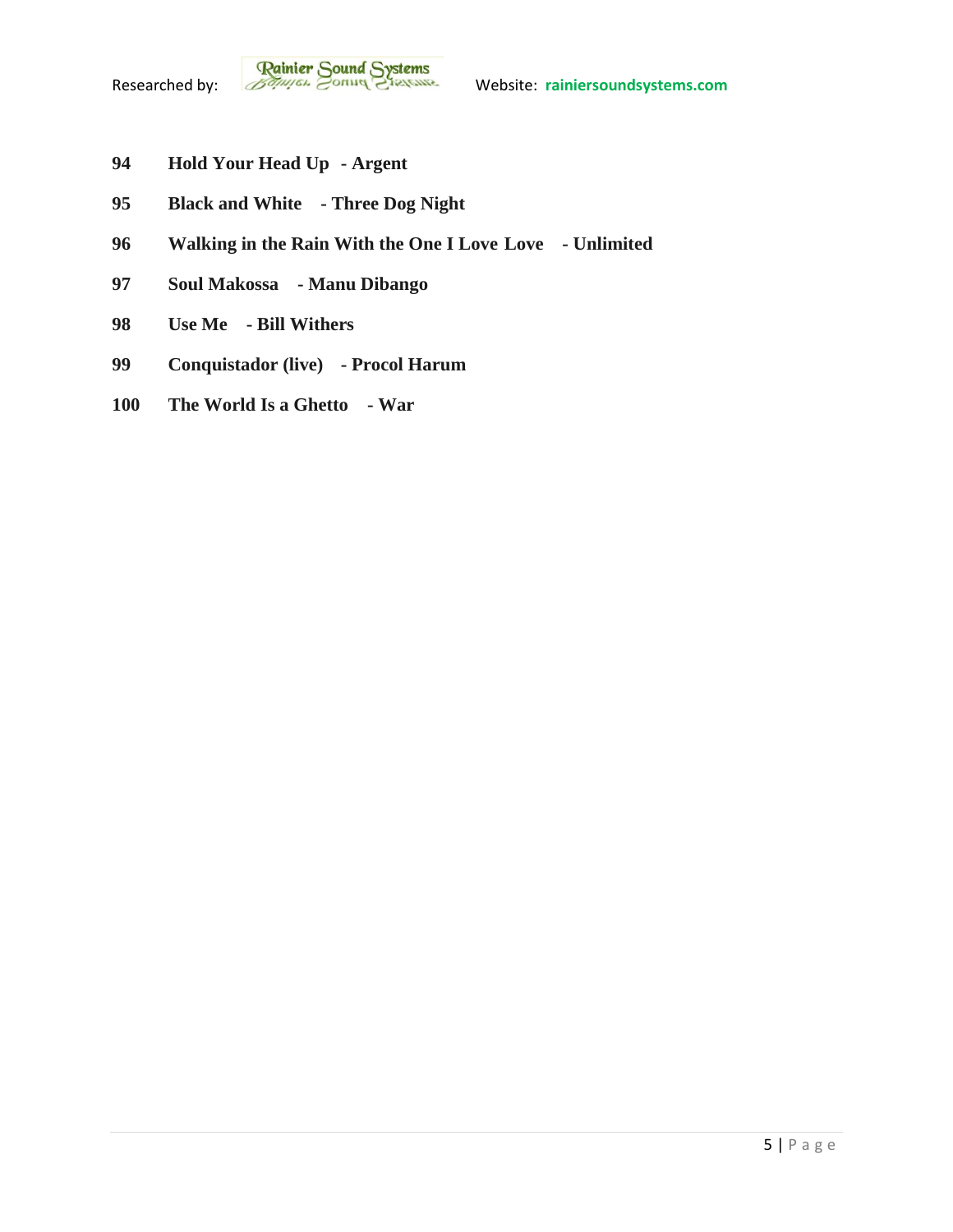**94 Hold Your Head Up - Argent**

**95 Black and White - Three Dog Night**

**96 Walking in the Rain With the One I Love Love - Unlimited**

**97 Soul Makossa - Manu Dibango**

**98 Use Me - Bill Withers**

**99 Conquistador (live) - Procol Harum**

**100 The World Is a Ghetto - War**